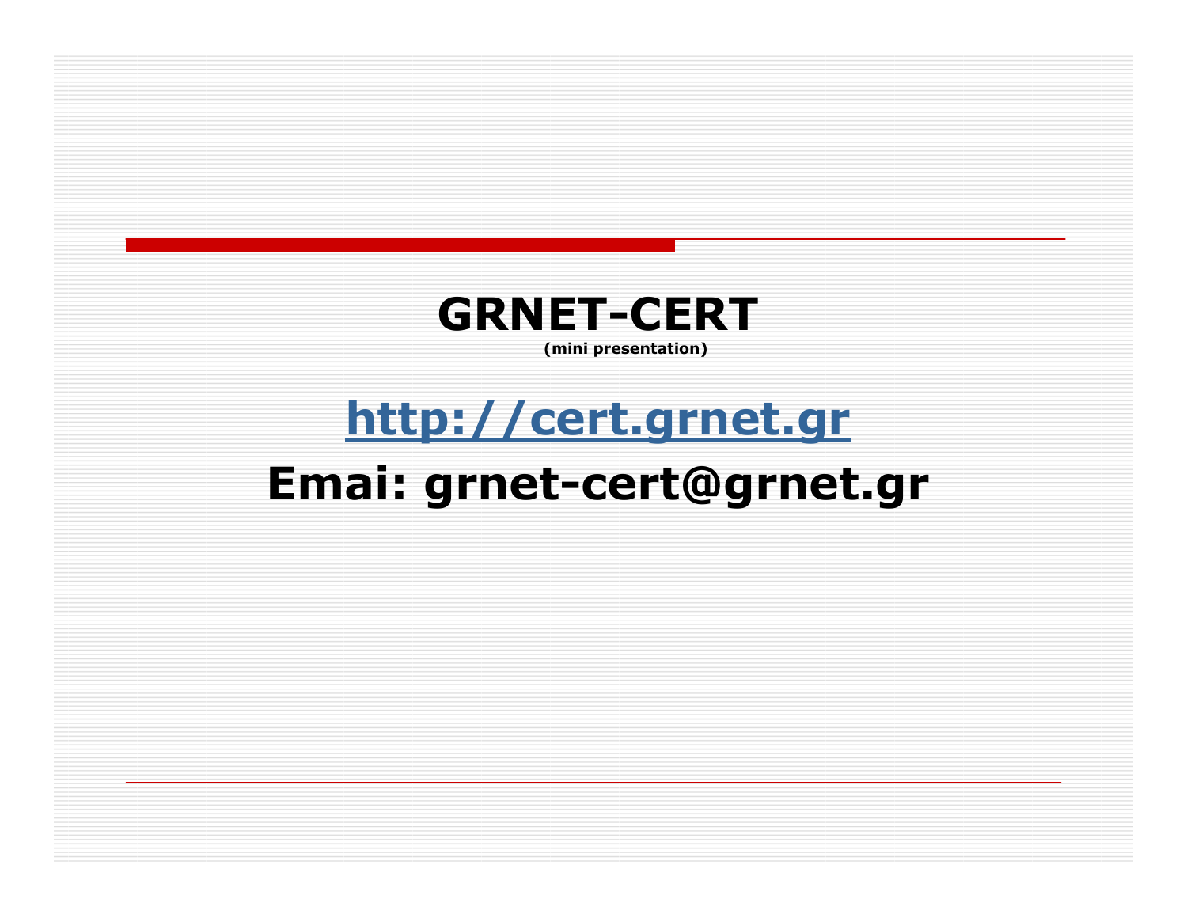# GRNET-CERT

**(mini presentation)**

## [http://cert.grnet.gr](http://cert.grnet.gr)

## Emai: grnet-cert@grnet.gr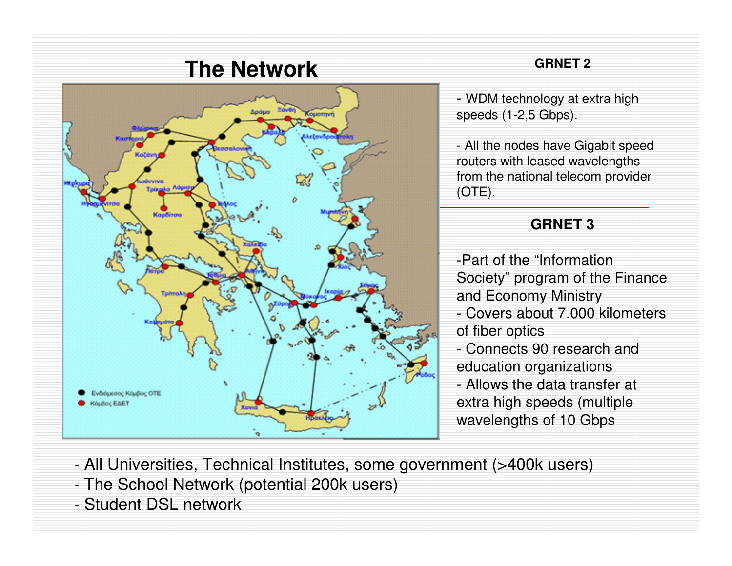# The Network

## GRNET 2

- WDM technology at extra high speeds (1-2,5 Gbps).
- All the nodes have Gigabit speed routers with leased wavelengths from the national telecom provider (OTE).

## GRNET 3

- Part of the "Information Society" program of the Finance and Economy Ministry
- Covers about 7.000 kilometers of fiber optics
- Connects 90 research and education organizations
- Allows the data transfer at extra high speeds (multiple wavelengths of 10 Gbps

- All Universities, Technical Institutes, some government (>400k users)
- The School Network (potential 200k users)
- Student DSL network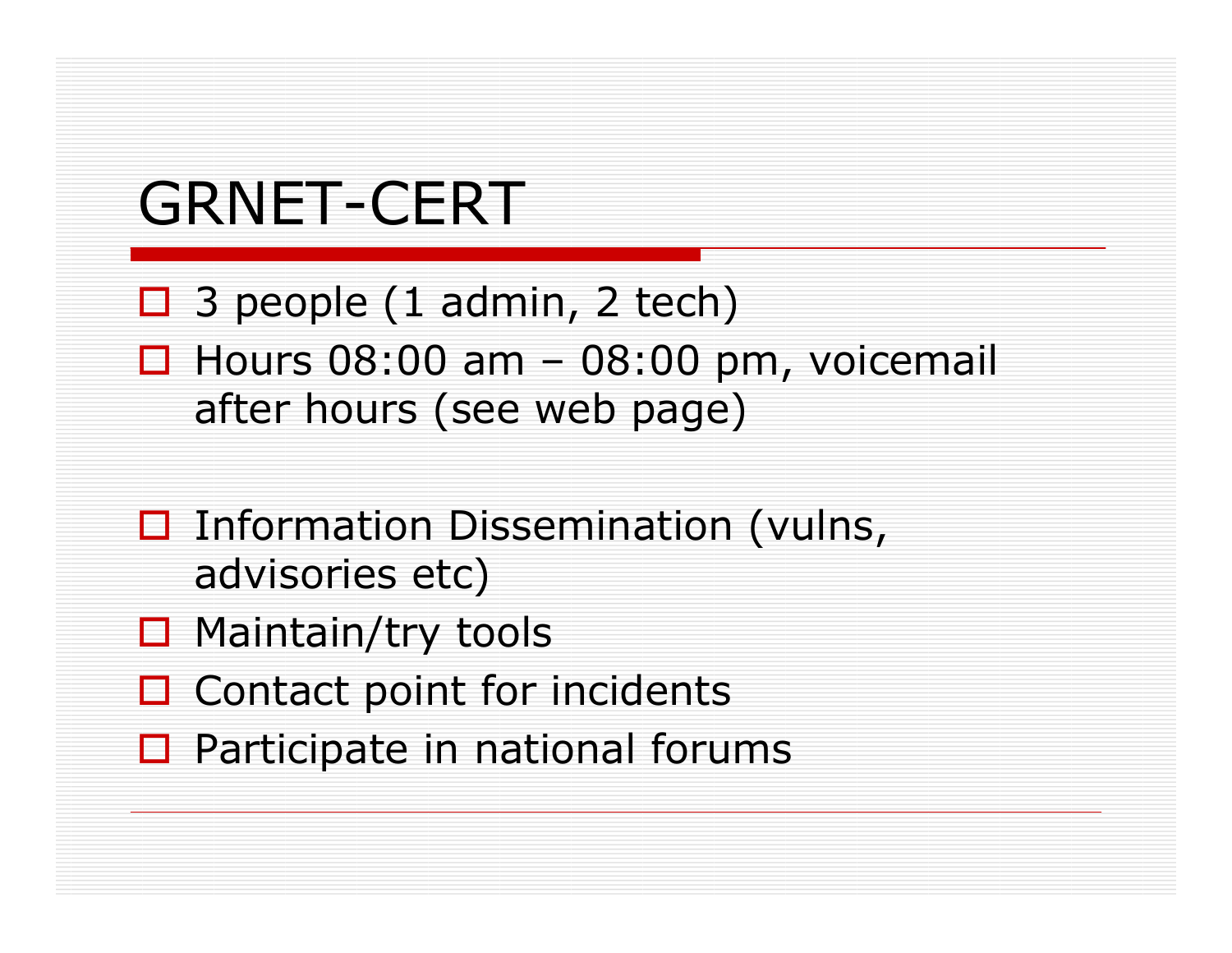# GRNET-CERT

- 3 people (1 admin, 2 tech)
- Hours 08:00 am – 08:00 pm, voicemail after hours (see web page)

- Information Dissemination (vulns, advisories etc)
- Maintain/try tools
- Contact point for incidents
- Participate in national forums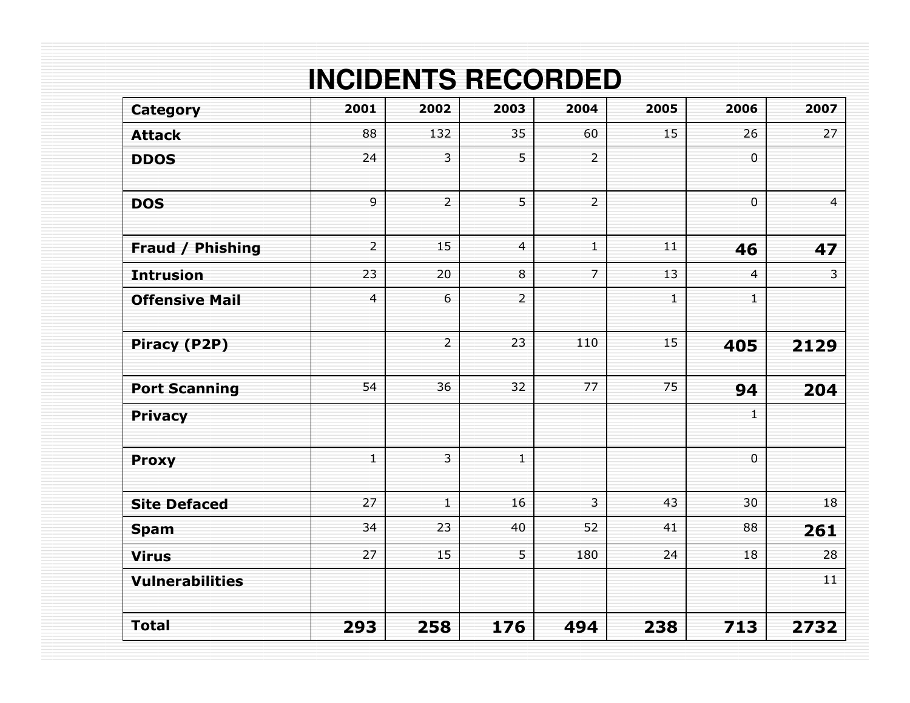# INCIDENTS RECORDED

| Category | 2001 | 2002 | 2003 | 2004 | 2005 | 2006 | 2007 |
|---|---|---|---|---|---|---|---|
| Attack | 88 | 132 | 35 | 60 | 15 | 26 | 27 |
| DDOS | 24 | 3 | 5 | 2 | | 0 | |
| DOS | 9 | 2 | 5 | 2 | | 0 | 4 |
| Fraud / Phishing | 2 | 15 | 4 | 1 | 11 | **46** | **47** |
| Intrusion | 23 | 20 | 8 | 7 | 13 | 4 | 3 |
| Offensive Mail | 4 | 6 | 2 | | 1 | 1 | |
| Piracy (P2P) | | 2 | 23 | 110 | 15 | **405** | **2129** |
| Port Scanning | 54 | 36 | 32 | 77 | 75 | **94** | **204** |
| Privacy | | | | | | 1 | |
| Proxy | 1 | 3 | 1 | | | 0 | |
| Site Defaced | 27 | 1 | 16 | 3 | 43 | 30 | 18 |
| Spam | 34 | 23 | 40 | 52 | 41 | 88 | **261** |
| Virus | 27 | 15 | 5 | 180 | 24 | 18 | 28 |
| Vulnerabilities | | | | | | | 11 |
| **Total** | **293** | **258** | **176** | **494** | **238** | **713** | **2732** |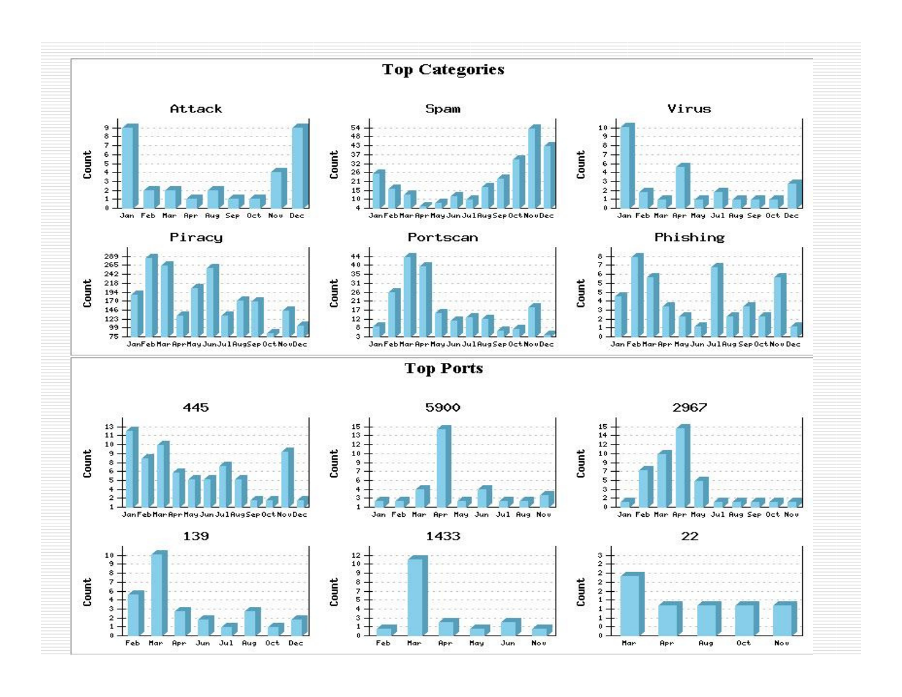# Top Categories

# Top Ports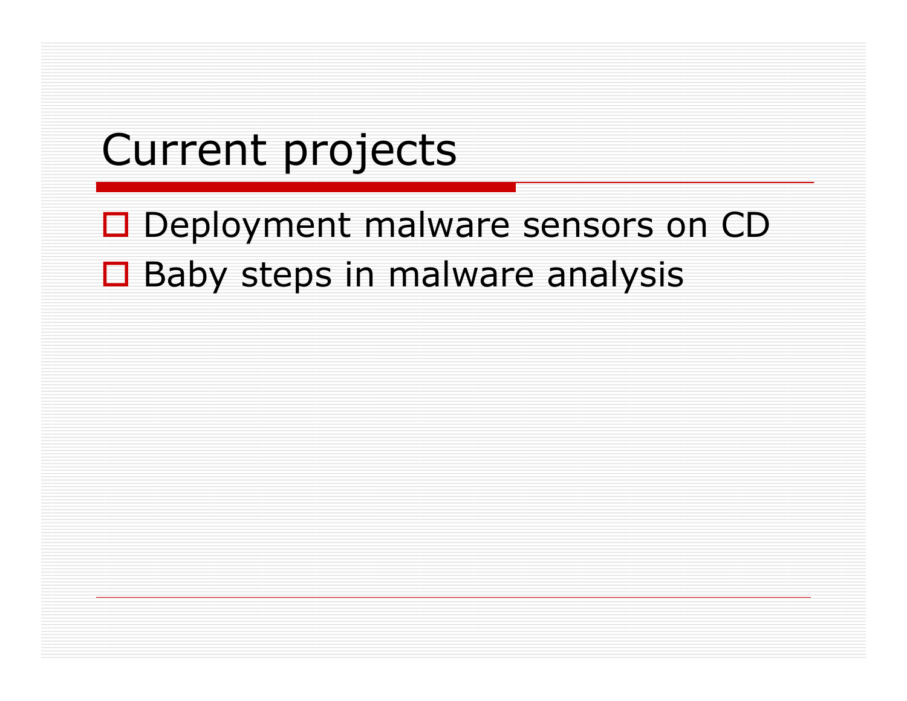# Current projects

- Deployment malware sensors on CD
- Baby steps in malware analysis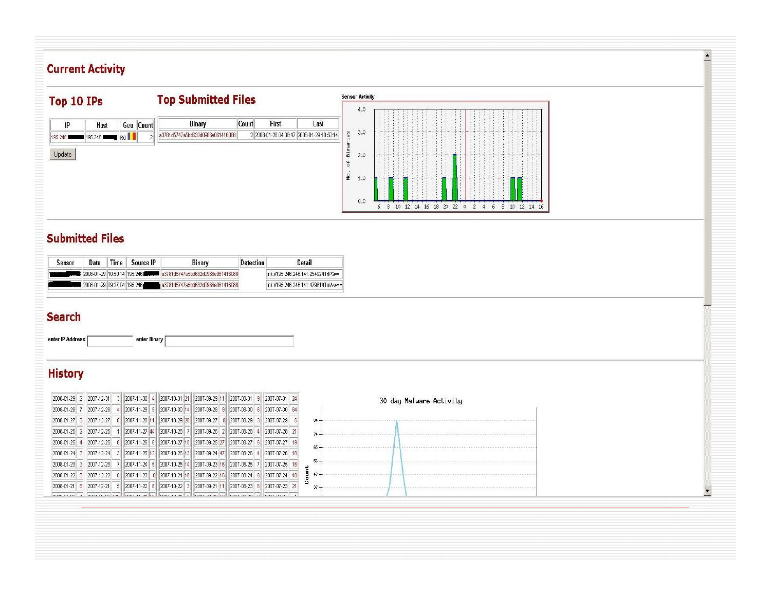## Current Activity

### Top 10 IPs

| IP | Host | Geo | Count |
|---|---|---|---|
| 195.246. | 195.246. | RO | 2 |

Update

### Top Submitted Files

| Binary | Count | First | Last |
|---|---|---|---|
| a3781d5747a5bd632d0966e061416088 | 2 | 2008-01-28 04:38:47 | 2008-01-29 10:50:14 |

Sensor Activity

## Submitted Files

| Sensor | Date | Time | Source IP | Binary | Detection | Detail |
|---|---|---|---|---|---|---|
| | 2008-01-29 | 10:50:14 | 195.246. | a3781d5747a5bd632d0966e061416088 | | lnk://195.246.246.141:25492/fTrIPQ== |
| | 2008-01-29 | 09:27:04 | 195.246. | a3781d5747a5bd632d0966e061416088 | | lnk://195.246.246.141:47981/fToIAw== |

## Search

enter IP Address ______ enter Binary ______

## History

| | | | | | | | | | | | | | |
|---|---|---|---|---|---|---|---|---|---|---|---|---|---|
| 2008-01-29 | 2 | 2007-12-31 | 3 | 2007-11-30 | 4 | 2007-10-31 | 21 | 2007-09-29 | 11 | 2007-08-31 | 9 | 2007-07-31 | 24 |
| 2008-01-28 | 7 | 2007-12-28 | 4 | 2007-11-29 | 5 | 2007-10-30 | 14 | 2007-09-28 | 9 | 2007-08-30 | 6 | 2007-07-30 | 64 |
| 2008-01-27 | 3 | 2007-12-27 | 6 | 2007-11-28 | 11 | 2007-10-29 | 20 | 2007-09-27 | 8 | 2007-08-29 | 3 | 2007-07-29 | 6 |
| 2008-01-26 | 2 | 2007-12-26 | 1 | 2007-11-27 | 44 | 2007-10-28 | 7 | 2007-09-26 | 2 | 2007-08-28 | 4 | 2007-07-28 | 21 |
| 2008-01-25 | 4 | 2007-12-25 | 6 | 2007-11-26 | 6 | 2007-10-27 | 10 | 2007-09-25 | 27 | 2007-08-27 | 6 | 2007-07-27 | 19 |
| 2008-01-24 | 3 | 2007-12-24 | 3 | 2007-11-25 | 12 | 2007-10-26 | 13 | 2007-09-24 | 47 | 2007-08-26 | 4 | 2007-07-26 | 18 |
| 2008-01-23 | 3 | 2007-12-23 | 7 | 2007-11-24 | 5 | 2007-10-25 | 14 | 2007-09-23 | 16 | 2007-08-25 | 7 | 2007-07-25 | 16 |
| 2008-01-22 | 8 | 2007-12-22 | 8 | 2007-11-23 | 6 | 2007-10-24 | 18 | 2007-09-22 | 16 | 2007-08-24 | 8 | 2007-07-24 | 48 |
| 2008-01-21 | 6 | 2007-12-21 | 5 | 2007-11-22 | 8 | 2007-10-22 | 3 | 2007-09-21 | 11 | 2007-08-23 | 6 | 2007-07-23 | 21 |

30 day Malware Activity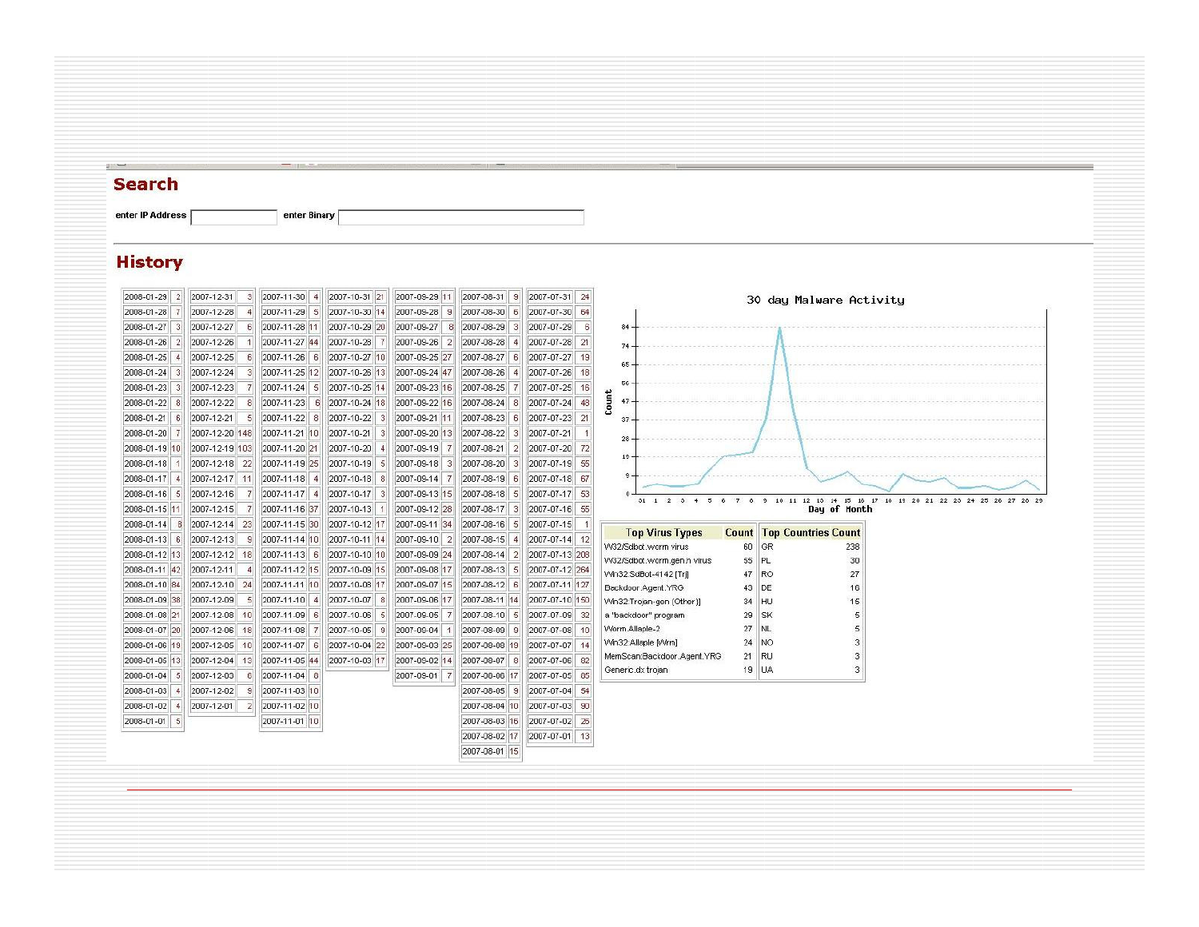## Search

enter IP Address | enter Binary

## History

| | | | | | | | | | | | | | |
|---|---|---|---|---|---|---|---|---|---|---|---|---|---|
| 2008-01-29 | 2 | 2007-12-31 | 3 | 2007-11-30 | 4 | 2007-10-31 | 21 | 2007-09-29 | 13 | 2007-08-31 | 9 | 2007-07-31 | 24 |
| 2008-01-28 | 7 | 2007-12-28 | 4 | 2007-11-29 | 5 | 2007-10-30 | 14 | 2007-09-28 | 9 | 2007-08-30 | 6 | 2007-07-30 | 64 |
| 2008-01-27 | 3 | 2007-12-27 | 6 | 2007-11-28 | 11 | 2007-10-29 | 20 | 2007-09-27 | 8 | 2007-08-29 | 3 | 2007-07-29 | 6 |
| 2008-01-26 | 2 | 2007-12-26 | 1 | 2007-11-27 | 44 | 2007-10-28 | 7 | 2007-09-26 | 2 | 2007-08-28 | 4 | 2007-07-28 | 21 |
| 2008-01-25 | 4 | 2007-12-25 | 6 | 2007-11-26 | 6 | 2007-10-27 | 10 | 2007-09-25 | 27 | 2007-08-27 | 6 | 2007-07-27 | 19 |
| 2008-01-24 | 3 | 2007-12-24 | 3 | 2007-11-25 | 12 | 2007-10-26 | 13 | 2007-09-24 | 47 | 2007-08-26 | 4 | 2007-07-26 | 18 |
| 2008-01-23 | 3 | 2007-12-23 | 7 | 2007-11-24 | 5 | 2007-10-25 | 14 | 2007-09-23 | 16 | 2007-08-25 | 7 | 2007-07-25 | 15 |
| 2008-01-22 | 8 | 2007-12-22 | 8 | 2007-11-23 | 6 | 2007-10-24 | 18 | 2007-09-22 | 16 | 2007-08-24 | 8 | 2007-07-24 | 48 |
| 2008-01-21 | 6 | 2007-12-21 | 5 | 2007-11-22 | 8 | 2007-10-22 | 3 | 2007-09-21 | 11 | 2007-08-23 | 6 | 2007-07-23 | 21 |
| 2008-01-20 | 7 | 2007-12-20 | 148 | 2007-11-21 | 10 | 2007-10-21 | 3 | 2007-09-20 | 13 | 2007-08-22 | 3 | 2007-07-21 | 1 |
| 2008-01-19 | 10 | 2007-12-19 | 103 | 2007-11-20 | 21 | 2007-10-20 | 4 | 2007-09-19 | 7 | 2007-08-21 | 2 | 2007-07-20 | 72 |
| 2008-01-18 | 1 | 2007-12-18 | 22 | 2007-11-19 | 25 | 2007-10-19 | 5 | 2007-09-18 | 3 | 2007-08-20 | 3 | 2007-07-19 | 55 |
| 2008-01-17 | 4 | 2007-12-17 | 11 | 2007-11-18 | 4 | 2007-10-18 | 8 | 2007-09-14 | 7 | 2007-08-19 | 6 | 2007-07-18 | 67 |
| 2008-01-16 | 5 | 2007-12-16 | 7 | 2007-11-17 | 4 | 2007-10-17 | 3 | 2007-09-13 | 15 | 2007-08-18 | 5 | 2007-07-17 | 53 |
| 2008-01-15 | 11 | 2007-12-15 | 7 | 2007-11-16 | 37 | 2007-10-13 | 1 | 2007-09-12 | 28 | 2007-08-17 | 3 | 2007-07-16 | 55 |
| 2008-01-14 | 8 | 2007-12-14 | 23 | 2007-11-15 | 30 | 2007-10-12 | 17 | 2007-09-11 | 34 | 2007-08-16 | 5 | 2007-07-15 | 1 |
| 2008-01-13 | 6 | 2007-12-13 | 9 | 2007-11-14 | 10 | 2007-10-11 | 14 | 2007-09-10 | 2 | 2007-08-15 | 4 | 2007-07-14 | 12 |
| 2008-01-12 | 13 | 2007-12-12 | 18 | 2007-11-13 | 6 | 2007-10-10 | 10 | 2007-09-09 | 24 | 2007-08-14 | 2 | 2007-07-13 | 208 |
| 2008-01-11 | 42 | 2007-12-11 | 4 | 2007-11-12 | 15 | 2007-10-09 | 15 | 2007-09-08 | 17 | 2007-08-13 | 5 | 2007-07-12 | 264 |
| 2008-01-10 | 84 | 2007-12-10 | 24 | 2007-11-11 | 10 | 2007-10-08 | 17 | 2007-09-07 | 15 | 2007-08-12 | 6 | 2007-07-11 | 127 |
| 2008-01-09 | 38 | 2007-12-09 | 5 | 2007-11-10 | 4 | 2007-10-07 | 8 | 2007-09-06 | 17 | 2007-08-11 | 14 | 2007-07-10 | 150 |
| 2008-01-08 | 21 | 2007-12-08 | 10 | 2007-11-09 | 6 | 2007-10-06 | 5 | 2007-09-05 | 7 | 2007-08-10 | 5 | 2007-07-09 | 32 |
| 2008-01-07 | 20 | 2007-12-06 | 18 | 2007-11-08 | 7 | 2007-10-05 | 9 | 2007-09-04 | 1 | 2007-08-09 | 9 | 2007-07-08 | 10 |
| 2008-01-06 | 19 | 2007-12-05 | 10 | 2007-11-07 | 6 | 2007-10-04 | 22 | 2007-09-03 | 25 | 2007-08-08 | 19 | 2007-07-07 | 14 |
| 2008-01-05 | 13 | 2007-12-04 | 13 | 2007-11-05 | 44 | 2007-10-03 | 17 | 2007-09-02 | 14 | 2007-08-07 | 8 | 2007-07-06 | 62 |
| 2008-01-04 | 5 | 2007-12-03 | 6 | 2007-11-04 | 8 | | | 2007-09-01 | 7 | 2007-08-06 | 17 | 2007-07-05 | 65 |
| 2008-01-03 | 4 | 2007-12-02 | 9 | 2007-11-03 | 10 | | | | | 2007-08-05 | 9 | 2007-07-04 | 54 |
| 2008-01-02 | 4 | 2007-12-01 | 2 | 2007-11-02 | 10 | | | | | 2007-08-04 | 10 | 2007-07-03 | 90 |
| 2008-01-01 | 5 | | | 2007-11-01 | 10 | | | | | 2007-08-03 | 16 | 2007-07-02 | 25 |
| | | | | | | | | | | 2007-08-02 | 17 | 2007-07-01 | 13 |
| | | | | | | | | | | 2007-08-01 | 15 | | |

30 day Malware Activity

Count

84
74
65
56
47
37
28
19
9
0

31 1 2 3 4 5 6 7 8 9 10 11 12 13 14 15 16 17 18 19 20 21 22 23 24 25 26 27 28 29

Day of Month

| Top Virus Types | Count |
|---|---|
| W32/Sdbot.worm virus | 60 |
| W32/Sdbot.worm.gen.h virus | 55 |
| Win32.SdBot-4142 [Trj] | 47 |
| Backdoor.Agent.YRG | 43 |
| Win32:Trojan-gen {Other} | 34 |
| a "backdoor" program | 29 |
| Worm.Allaple-2 | 27 |
| Win32:Allaple [Wrm] | 24 |
| MemScan:Backdoor.Agent.YRG | 21 |
| Generic.dx trojan | 19 |

| Top Countries | Count |
|---|---|
| GR | 238 |
| PL | 30 |
| RO | 27 |
| DE | 16 |
| HU | 15 |
| SK | 5 |
| NL | 5 |
| NO | 3 |
| RU | 3 |
| UA | 3 |